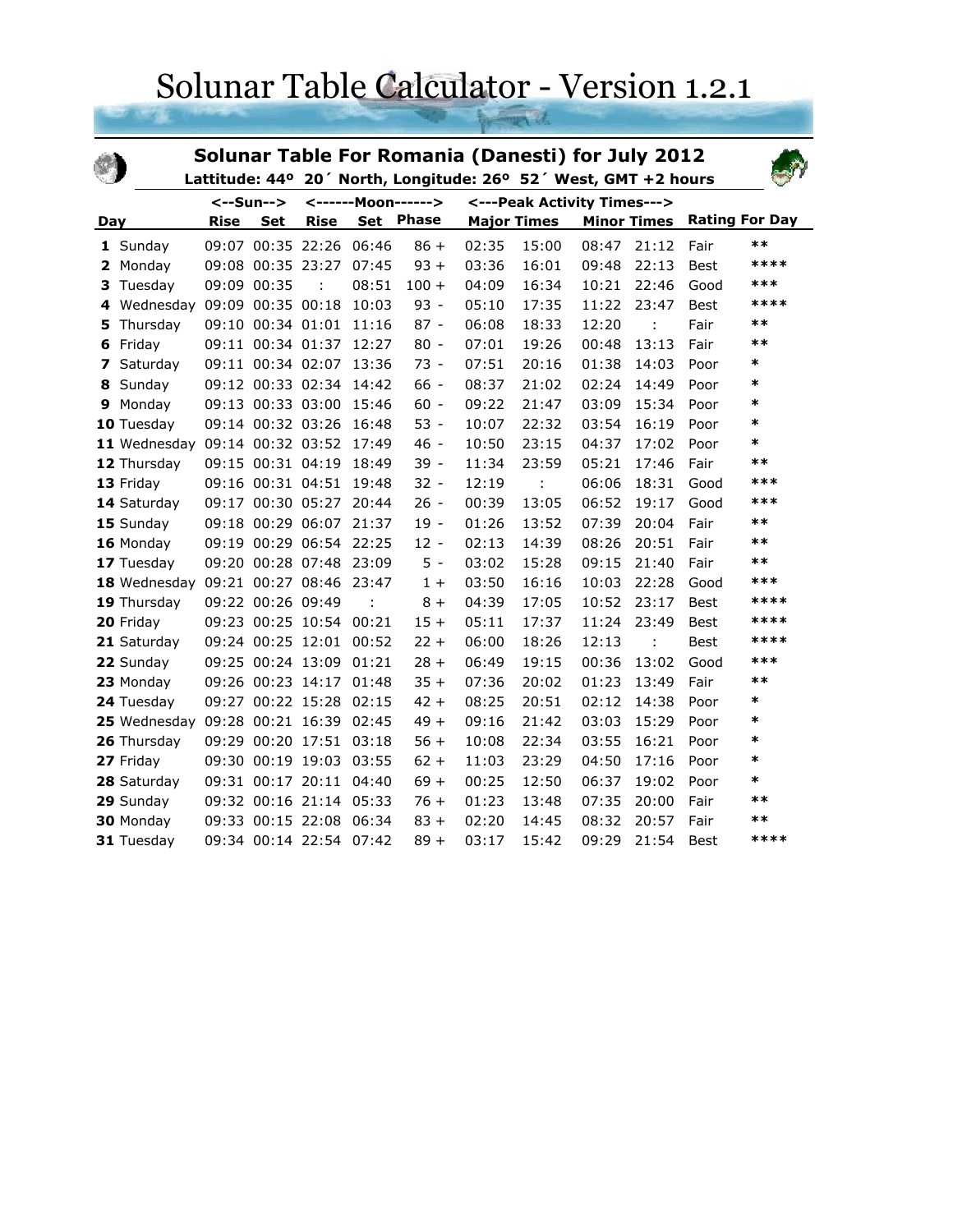# Solunar Table Calculator - Version 1.2.1

## Solunar Table For Romania (Danesti) for July 2012

**Lattitude: 44º 20´ North, Longitude: 26º 52´ West, GMT +2 hours**

| Day | <--Sun--> | | <------Moon------> | | | <---Peak Activity Times---> | | | | Rating For Day | |
|---|---|---|---|---|---|---|---|---|---|---|---|
| | Rise | Set | Rise | Set | Phase | Major Times | | Minor Times | | | |
| **1** Sunday | 09:07 | 00:35 | 22:26 | 06:46 | 86 + | 02:35 | 15:00 | 08:47 | 21:12 | Fair | ** |
| **2** Monday | 09:08 | 00:35 | 23:27 | 07:45 | 93 + | 03:36 | 16:01 | 09:48 | 22:13 | Best | **** |
| **3** Tuesday | 09:09 | 00:35 | : | 08:51 | 100 + | 04:09 | 16:34 | 10:21 | 22:46 | Good | *** |
| **4** Wednesday | 09:09 | 00:35 | 00:18 | 10:03 | 93 - | 05:10 | 17:35 | 11:22 | 23:47 | Best | **** |
| **5** Thursday | 09:10 | 00:34 | 01:01 | 11:16 | 87 - | 06:08 | 18:33 | 12:20 | : | Fair | ** |
| **6** Friday | 09:11 | 00:34 | 01:37 | 12:27 | 80 - | 07:01 | 19:26 | 00:48 | 13:13 | Fair | ** |
| **7** Saturday | 09:11 | 00:34 | 02:07 | 13:36 | 73 - | 07:51 | 20:16 | 01:38 | 14:03 | Poor | * |
| **8** Sunday | 09:12 | 00:33 | 02:34 | 14:42 | 66 - | 08:37 | 21:02 | 02:24 | 14:49 | Poor | * |
| **9** Monday | 09:13 | 00:33 | 03:00 | 15:46 | 60 - | 09:22 | 21:47 | 03:09 | 15:34 | Poor | * |
| **10** Tuesday | 09:14 | 00:32 | 03:26 | 16:48 | 53 - | 10:07 | 22:32 | 03:54 | 16:19 | Poor | * |
| **11** Wednesday | 09:14 | 00:32 | 03:52 | 17:49 | 46 - | 10:50 | 23:15 | 04:37 | 17:02 | Poor | * |
| **12** Thursday | 09:15 | 00:31 | 04:19 | 18:49 | 39 - | 11:34 | 23:59 | 05:21 | 17:46 | Fair | ** |
| **13** Friday | 09:16 | 00:31 | 04:51 | 19:48 | 32 - | 12:19 | : | 06:06 | 18:31 | Good | *** |
| **14** Saturday | 09:17 | 00:30 | 05:27 | 20:44 | 26 - | 00:39 | 13:05 | 06:52 | 19:17 | Good | *** |
| **15** Sunday | 09:18 | 00:29 | 06:07 | 21:37 | 19 - | 01:26 | 13:52 | 07:39 | 20:04 | Fair | ** |
| **16** Monday | 09:19 | 00:29 | 06:54 | 22:25 | 12 - | 02:13 | 14:39 | 08:26 | 20:51 | Fair | ** |
| **17** Tuesday | 09:20 | 00:28 | 07:48 | 23:09 | 5 - | 03:02 | 15:28 | 09:15 | 21:40 | Fair | ** |
| **18** Wednesday | 09:21 | 00:27 | 08:46 | 23:47 | 1 + | 03:50 | 16:16 | 10:03 | 22:28 | Good | *** |
| **19** Thursday | 09:22 | 00:26 | 09:49 | : | 8 + | 04:39 | 17:05 | 10:52 | 23:17 | Best | **** |
| **20** Friday | 09:23 | 00:25 | 10:54 | 00:21 | 15 + | 05:11 | 17:37 | 11:24 | 23:49 | Best | **** |
| **21** Saturday | 09:24 | 00:25 | 12:01 | 00:52 | 22 + | 06:00 | 18:26 | 12:13 | : | Best | **** |
| **22** Sunday | 09:25 | 00:24 | 13:09 | 01:21 | 28 + | 06:49 | 19:15 | 00:36 | 13:02 | Good | *** |
| **23** Monday | 09:26 | 00:23 | 14:17 | 01:48 | 35 + | 07:36 | 20:02 | 01:23 | 13:49 | Fair | ** |
| **24** Tuesday | 09:27 | 00:22 | 15:28 | 02:15 | 42 + | 08:25 | 20:51 | 02:12 | 14:38 | Poor | * |
| **25** Wednesday | 09:28 | 00:21 | 16:39 | 02:45 | 49 + | 09:16 | 21:42 | 03:03 | 15:29 | Poor | * |
| **26** Thursday | 09:29 | 00:20 | 17:51 | 03:18 | 56 + | 10:08 | 22:34 | 03:55 | 16:21 | Poor | * |
| **27** Friday | 09:30 | 00:19 | 19:03 | 03:55 | 62 + | 11:03 | 23:29 | 04:50 | 17:16 | Poor | * |
| **28** Saturday | 09:31 | 00:17 | 20:11 | 04:40 | 69 + | 00:25 | 12:50 | 06:37 | 19:02 | Poor | * |
| **29** Sunday | 09:32 | 00:16 | 21:14 | 05:33 | 76 + | 01:23 | 13:48 | 07:35 | 20:00 | Fair | ** |
| **30** Monday | 09:33 | 00:15 | 22:08 | 06:34 | 83 + | 02:20 | 14:45 | 08:32 | 20:57 | Fair | ** |
| **31** Tuesday | 09:34 | 00:14 | 22:54 | 07:42 | 89 + | 03:17 | 15:42 | 09:29 | 21:54 | Best | **** |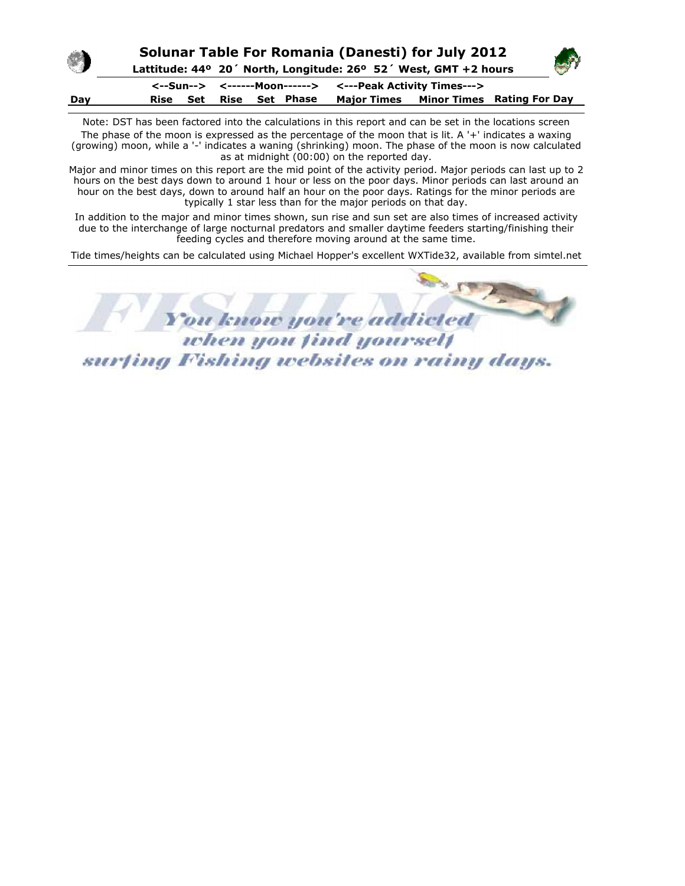## Solunar Table For Romania (Danesti) for July 2012

**Lattitude: 44º 20´ North, Longitude: 26º 52´ West, GMT +2 hours**

| | <--Sun--> | | <------Moon------> | | | <---Peak Activity Times---> | | |
|---|---|---|---|---|---|---|---|---|
| **Day** | **Rise** | **Set** | **Rise** | **Set** | **Phase** | **Major Times** | **Minor Times** | **Rating For Day** |

Note: DST has been factored into the calculations in this report and can be set in the locations screen

The phase of the moon is expressed as the percentage of the moon that is lit. A '+' indicates a waxing (growing) moon, while a '-' indicates a waning (shrinking) moon. The phase of the moon is now calculated as at midnight (00:00) on the reported day.

Major and minor times on this report are the mid point of the activity period. Major periods can last up to 2 hours on the best days down to around 1 hour or less on the poor days. Minor periods can last around an hour on the best days, down to around half an hour on the poor days. Ratings for the minor periods are typically 1 star less than for the major periods on that day.

In addition to the major and minor times shown, sun rise and sun set are also times of increased activity due to the interchange of large nocturnal predators and smaller daytime feeders starting/finishing their feeding cycles and therefore moving around at the same time.

Tide times/heights can be calculated using Michael Hopper's excellent WXTide32, available from simtel.net

*FISHING — You know you're addicted when you find yourself surfing Fishing websites on rainy days.*